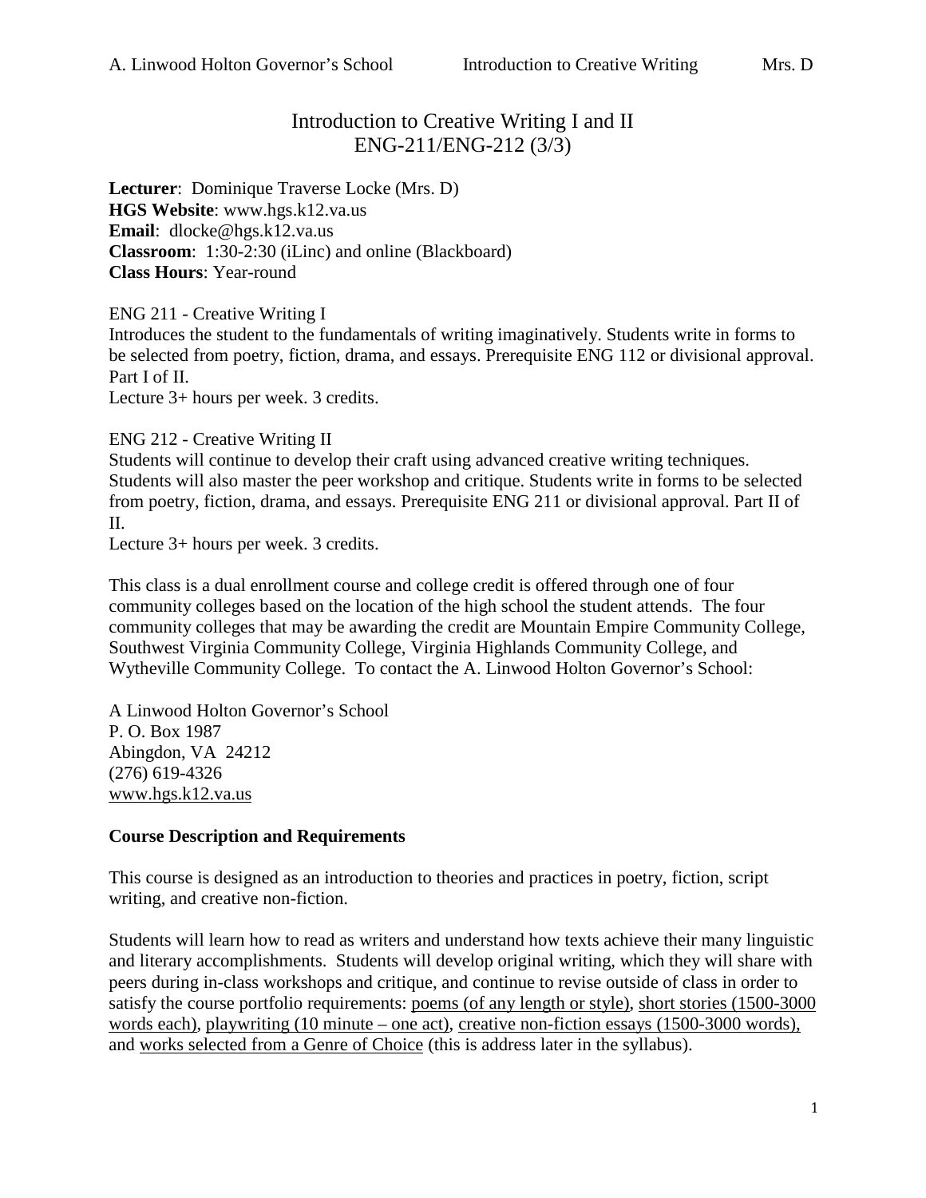# Introduction to Creative Writing I and II
## ENG-211/ENG-212 (3/3)

**Lecturer**: Dominique Traverse Locke (Mrs. D)
**HGS Website**: www.hgs.k12.va.us
**Email**: dlocke@hgs.k12.va.us
**Classroom**: 1:30-2:30 (iLinc) and online (Blackboard)
**Class Hours**: Year-round

ENG 211 - Creative Writing I
Introduces the student to the fundamentals of writing imaginatively. Students write in forms to be selected from poetry, fiction, drama, and essays. Prerequisite ENG 112 or divisional approval. Part I of II.
Lecture 3+ hours per week. 3 credits.

ENG 212 - Creative Writing II
Students will continue to develop their craft using advanced creative writing techniques. Students will also master the peer workshop and critique. Students write in forms to be selected from poetry, fiction, drama, and essays. Prerequisite ENG 211 or divisional approval. Part II of II.
Lecture 3+ hours per week. 3 credits.

This class is a dual enrollment course and college credit is offered through one of four community colleges based on the location of the high school the student attends. The four community colleges that may be awarding the credit are Mountain Empire Community College, Southwest Virginia Community College, Virginia Highlands Community College, and Wytheville Community College. To contact the A. Linwood Holton Governor's School:

A Linwood Holton Governor's School
P. O. Box 1987
Abingdon, VA 24212
(276) 619-4326
www.hgs.k12.va.us

### Course Description and Requirements

This course is designed as an introduction to theories and practices in poetry, fiction, script writing, and creative non-fiction.

Students will learn how to read as writers and understand how texts achieve their many linguistic and literary accomplishments. Students will develop original writing, which they will share with peers during in-class workshops and critique, and continue to revise outside of class in order to satisfy the course portfolio requirements: poems (of any length or style), short stories (1500-3000 words each), playwriting (10 minute – one act), creative non-fiction essays (1500-3000 words), and works selected from a Genre of Choice (this is address later in the syllabus).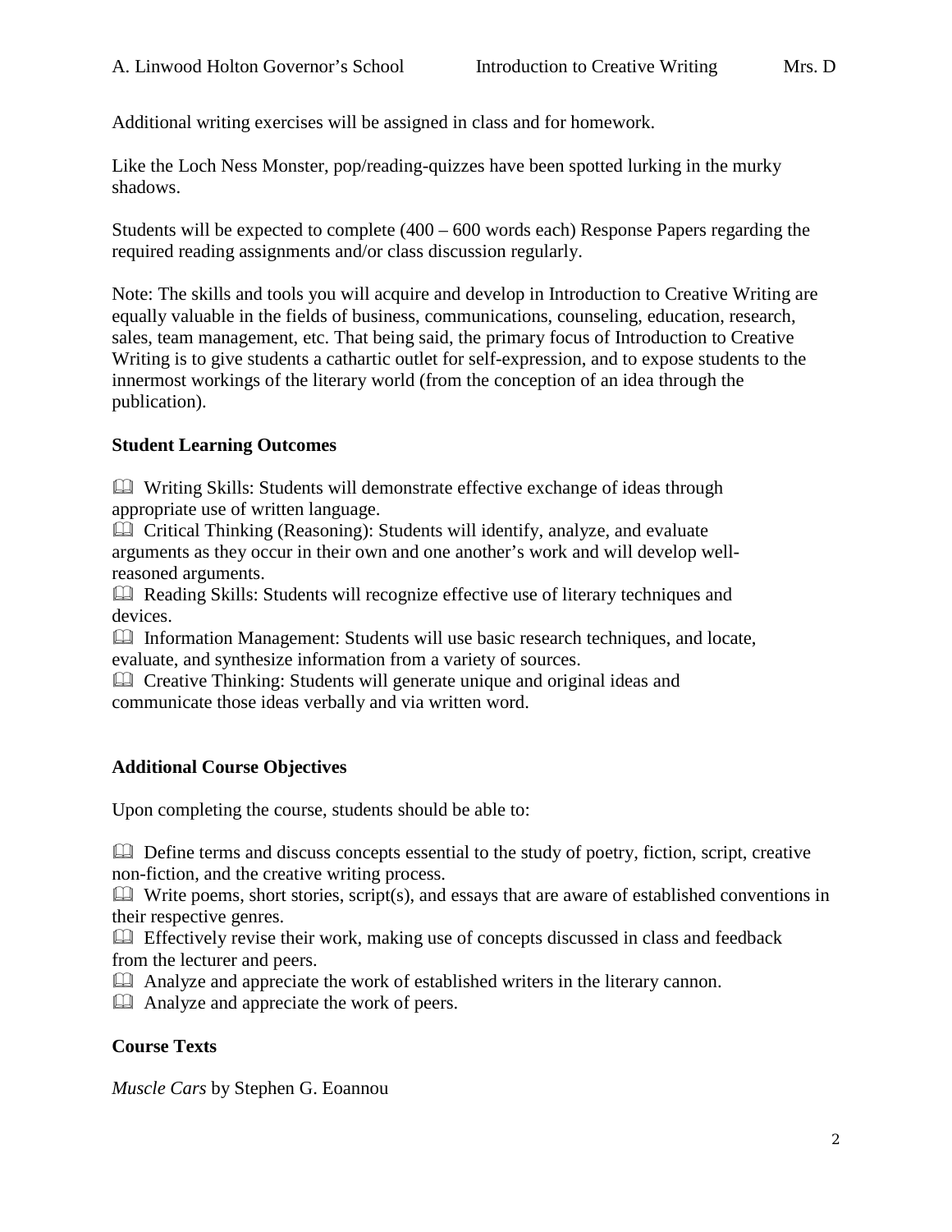Additional writing exercises will be assigned in class and for homework.

Like the Loch Ness Monster, pop/reading-quizzes have been spotted lurking in the murky shadows.

Students will be expected to complete (400 – 600 words each) Response Papers regarding the required reading assignments and/or class discussion regularly.

Note: The skills and tools you will acquire and develop in Introduction to Creative Writing are equally valuable in the fields of business, communications, counseling, education, research, sales, team management, etc. That being said, the primary focus of Introduction to Creative Writing is to give students a cathartic outlet for self-expression, and to expose students to the innermost workings of the literary world (from the conception of an idea through the publication).

**Student Learning Outcomes**

- Writing Skills: Students will demonstrate effective exchange of ideas through appropriate use of written language.
- Critical Thinking (Reasoning): Students will identify, analyze, and evaluate arguments as they occur in their own and one another's work and will develop well-reasoned arguments.
- Reading Skills: Students will recognize effective use of literary techniques and devices.
- Information Management: Students will use basic research techniques, and locate, evaluate, and synthesize information from a variety of sources.
- Creative Thinking: Students will generate unique and original ideas and communicate those ideas verbally and via written word.

**Additional Course Objectives**

Upon completing the course, students should be able to:

- Define terms and discuss concepts essential to the study of poetry, fiction, script, creative non-fiction, and the creative writing process.
- Write poems, short stories, script(s), and essays that are aware of established conventions in their respective genres.
- Effectively revise their work, making use of concepts discussed in class and feedback from the lecturer and peers.
- Analyze and appreciate the work of established writers in the literary cannon.
- Analyze and appreciate the work of peers.

**Course Texts**

*Muscle Cars* by Stephen G. Eoannou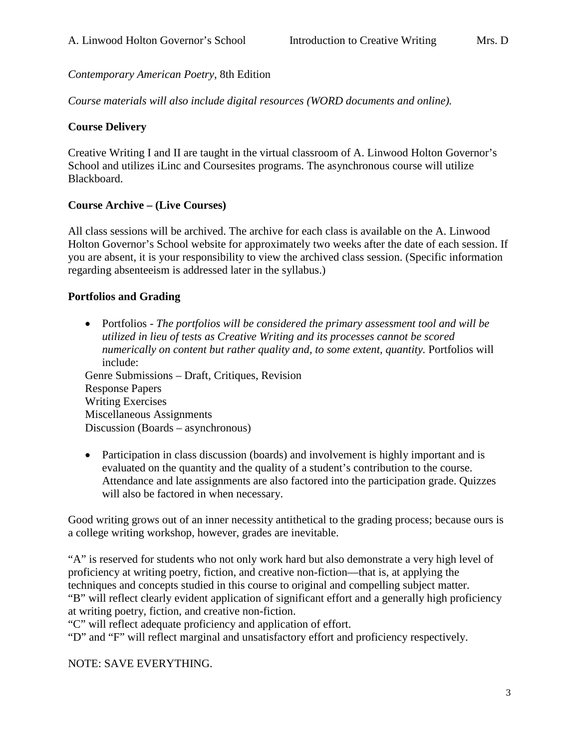*Contemporary American Poetry*, 8th Edition

*Course materials will also include digital resources (WORD documents and online).*

**Course Delivery**

Creative Writing I and II are taught in the virtual classroom of A. Linwood Holton Governor's School and utilizes iLinc and Coursesites programs. The asynchronous course will utilize Blackboard.

**Course Archive – (Live Courses)**

All class sessions will be archived. The archive for each class is available on the A. Linwood Holton Governor's School website for approximately two weeks after the date of each session. If you are absent, it is your responsibility to view the archived class session. (Specific information regarding absenteeism is addressed later in the syllabus.)

**Portfolios and Grading**

- Portfolios - *The portfolios will be considered the primary assessment tool and will be utilized in lieu of tests as Creative Writing and its processes cannot be scored numerically on content but rather quality and, to some extent, quantity.* Portfolios will include:

Genre Submissions – Draft, Critiques, Revision
Response Papers
Writing Exercises
Miscellaneous Assignments
Discussion (Boards – asynchronous)

- Participation in class discussion (boards) and involvement is highly important and is evaluated on the quantity and the quality of a student's contribution to the course. Attendance and late assignments are also factored into the participation grade. Quizzes will also be factored in when necessary.

Good writing grows out of an inner necessity antithetical to the grading process; because ours is a college writing workshop, however, grades are inevitable.

"A" is reserved for students who not only work hard but also demonstrate a very high level of proficiency at writing poetry, fiction, and creative non-fiction—that is, at applying the techniques and concepts studied in this course to original and compelling subject matter.
"B" will reflect clearly evident application of significant effort and a generally high proficiency at writing poetry, fiction, and creative non-fiction.
"C" will reflect adequate proficiency and application of effort.
"D" and "F" will reflect marginal and unsatisfactory effort and proficiency respectively.

NOTE: SAVE EVERYTHING.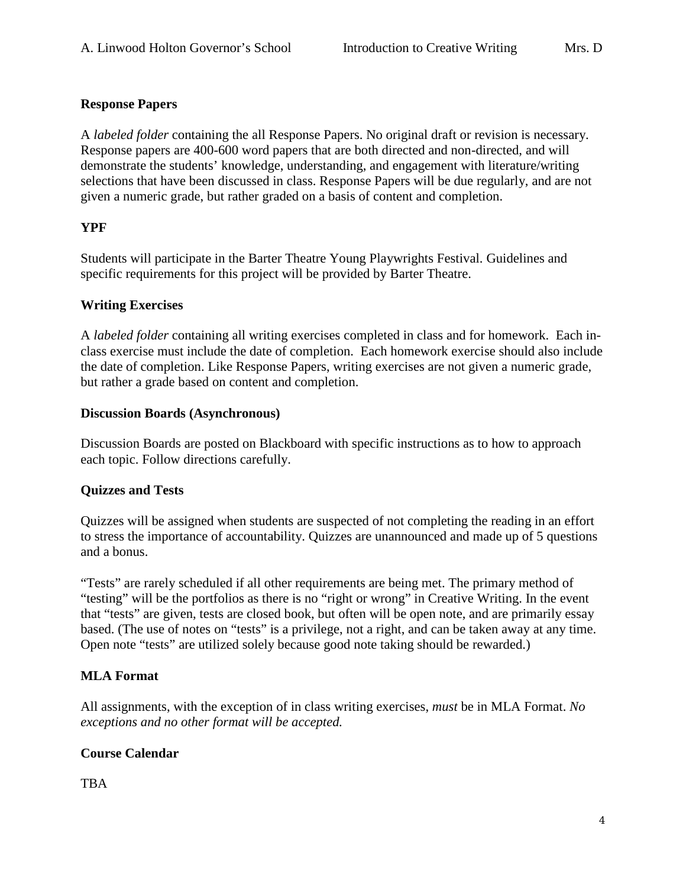**Response Papers**

A *labeled folder* containing the all Response Papers. No original draft or revision is necessary. Response papers are 400-600 word papers that are both directed and non-directed, and will demonstrate the students' knowledge, understanding, and engagement with literature/writing selections that have been discussed in class. Response Papers will be due regularly, and are not given a numeric grade, but rather graded on a basis of content and completion.

**YPF**

Students will participate in the Barter Theatre Young Playwrights Festival. Guidelines and specific requirements for this project will be provided by Barter Theatre.

**Writing Exercises**

A *labeled folder* containing all writing exercises completed in class and for homework. Each in-class exercise must include the date of completion. Each homework exercise should also include the date of completion. Like Response Papers, writing exercises are not given a numeric grade, but rather a grade based on content and completion.

**Discussion Boards (Asynchronous)**

Discussion Boards are posted on Blackboard with specific instructions as to how to approach each topic. Follow directions carefully.

**Quizzes and Tests**

Quizzes will be assigned when students are suspected of not completing the reading in an effort to stress the importance of accountability. Quizzes are unannounced and made up of 5 questions and a bonus.

"Tests" are rarely scheduled if all other requirements are being met. The primary method of "testing" will be the portfolios as there is no "right or wrong" in Creative Writing. In the event that "tests" are given, tests are closed book, but often will be open note, and are primarily essay based. (The use of notes on "tests" is a privilege, not a right, and can be taken away at any time. Open note "tests" are utilized solely because good note taking should be rewarded.)

**MLA Format**

All assignments, with the exception of in class writing exercises, *must* be in MLA Format. *No exceptions and no other format will be accepted.*

**Course Calendar**

TBA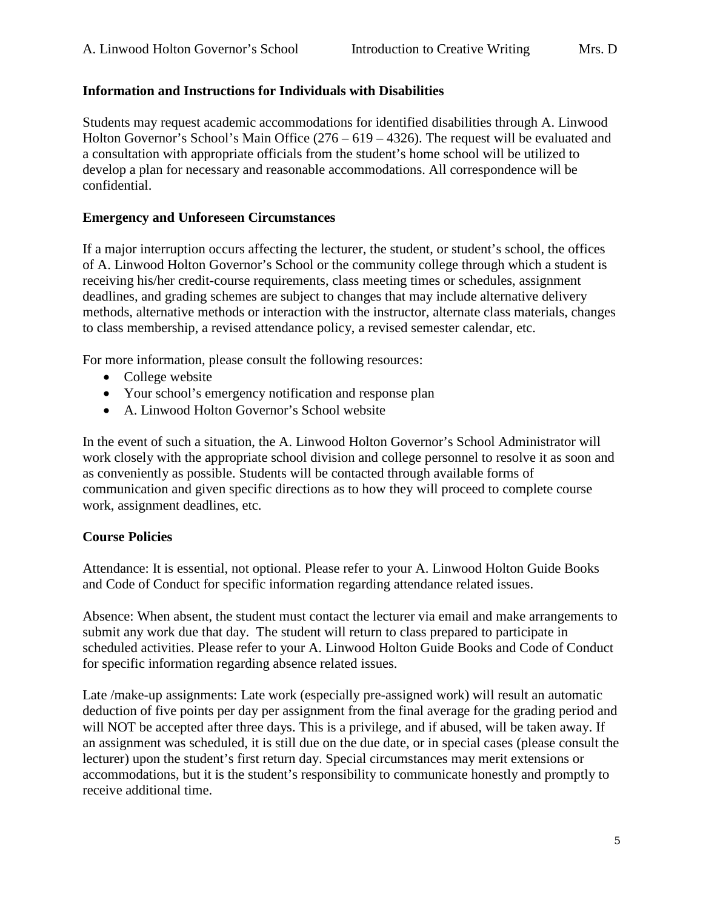**Information and Instructions for Individuals with Disabilities**

Students may request academic accommodations for identified disabilities through A. Linwood Holton Governor's School's Main Office (276 – 619 – 4326). The request will be evaluated and a consultation with appropriate officials from the student's home school will be utilized to develop a plan for necessary and reasonable accommodations. All correspondence will be confidential.

**Emergency and Unforeseen Circumstances**

If a major interruption occurs affecting the lecturer, the student, or student's school, the offices of A. Linwood Holton Governor's School or the community college through which a student is receiving his/her credit-course requirements, class meeting times or schedules, assignment deadlines, and grading schemes are subject to changes that may include alternative delivery methods, alternative methods or interaction with the instructor, alternate class materials, changes to class membership, a revised attendance policy, a revised semester calendar, etc.

For more information, please consult the following resources:

- College website
- Your school's emergency notification and response plan
- A. Linwood Holton Governor's School website

In the event of such a situation, the A. Linwood Holton Governor's School Administrator will work closely with the appropriate school division and college personnel to resolve it as soon and as conveniently as possible. Students will be contacted through available forms of communication and given specific directions as to how they will proceed to complete course work, assignment deadlines, etc.

**Course Policies**

Attendance: It is essential, not optional. Please refer to your A. Linwood Holton Guide Books and Code of Conduct for specific information regarding attendance related issues.

Absence: When absent, the student must contact the lecturer via email and make arrangements to submit any work due that day. The student will return to class prepared to participate in scheduled activities. Please refer to your A. Linwood Holton Guide Books and Code of Conduct for specific information regarding absence related issues.

Late /make-up assignments: Late work (especially pre-assigned work) will result an automatic deduction of five points per day per assignment from the final average for the grading period and will NOT be accepted after three days. This is a privilege, and if abused, will be taken away. If an assignment was scheduled, it is still due on the due date, or in special cases (please consult the lecturer) upon the student's first return day. Special circumstances may merit extensions or accommodations, but it is the student's responsibility to communicate honestly and promptly to receive additional time.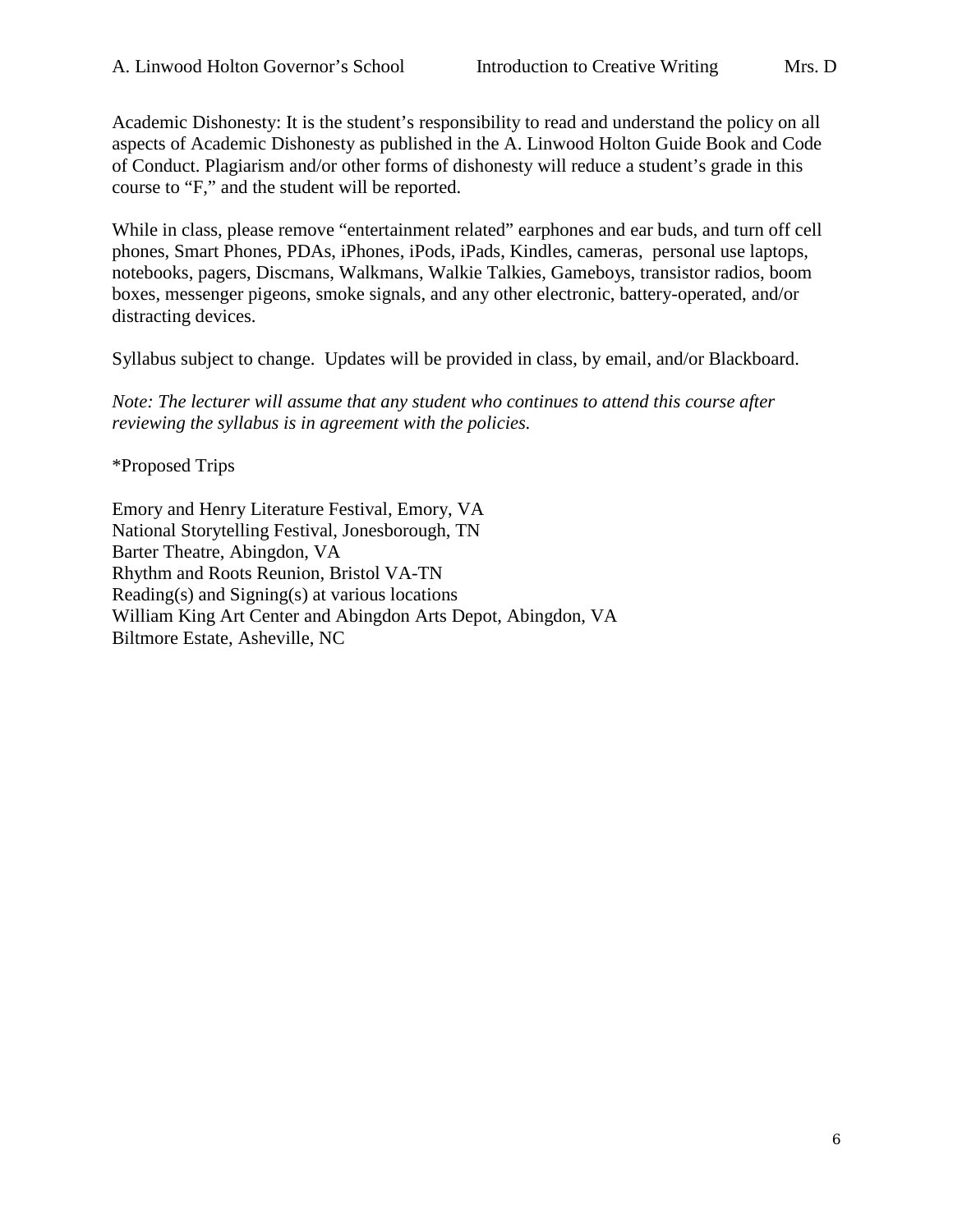Academic Dishonesty: It is the student's responsibility to read and understand the policy on all aspects of Academic Dishonesty as published in the A. Linwood Holton Guide Book and Code of Conduct. Plagiarism and/or other forms of dishonesty will reduce a student's grade in this course to "F," and the student will be reported.

While in class, please remove "entertainment related" earphones and ear buds, and turn off cell phones, Smart Phones, PDAs, iPhones, iPods, iPads, Kindles, cameras, personal use laptops, notebooks, pagers, Discmans, Walkmans, Walkie Talkies, Gameboys, transistor radios, boom boxes, messenger pigeons, smoke signals, and any other electronic, battery-operated, and/or distracting devices.

Syllabus subject to change. Updates will be provided in class, by email, and/or Blackboard.

*Note: The lecturer will assume that any student who continues to attend this course after reviewing the syllabus is in agreement with the policies.*

*Proposed Trips

Emory and Henry Literature Festival, Emory, VA
National Storytelling Festival, Jonesborough, TN
Barter Theatre, Abingdon, VA
Rhythm and Roots Reunion, Bristol VA-TN
Reading(s) and Signing(s) at various locations
William King Art Center and Abingdon Arts Depot, Abingdon, VA
Biltmore Estate, Asheville, NC